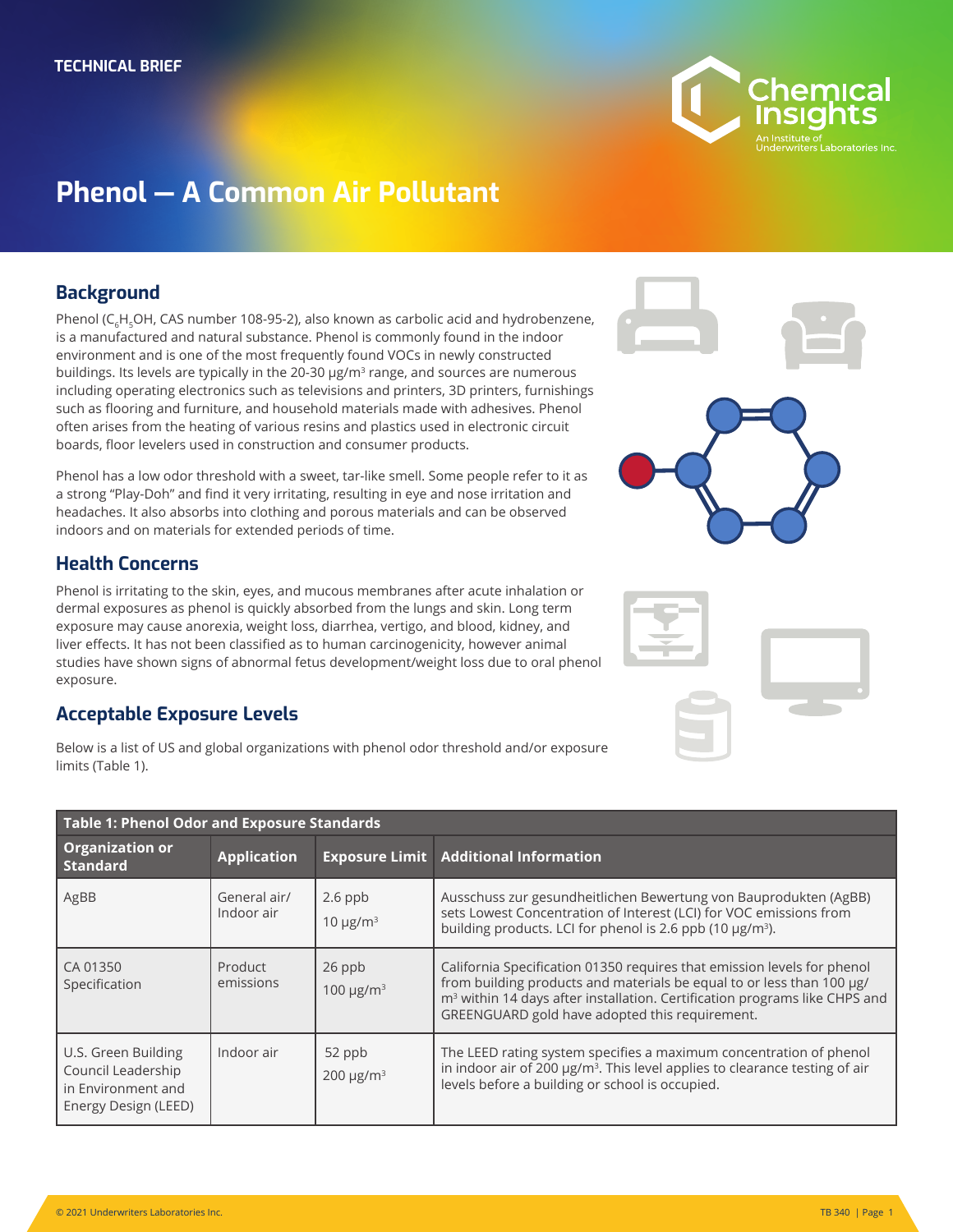TECHNICAL BRIEF

# Phenol — A Common Air Pollutant

## Background

Phenol ($C_6H_5OH$, CAS number 108-95-2), also known as carbolic acid and hydrobenzene, is a manufactured and natural substance. Phenol is commonly found in the indoor environment and is one of the most frequently found VOCs in newly constructed buildings. Its levels are typically in the 20-30 μg/m³ range, and sources are numerous including operating electronics such as televisions and printers, 3D printers, furnishings such as flooring and furniture, and household materials made with adhesives. Phenol often arises from the heating of various resins and plastics used in electronic circuit boards, floor levelers used in construction and consumer products.

Phenol has a low odor threshold with a sweet, tar-like smell. Some people refer to it as a strong "Play-Doh" and find it very irritating, resulting in eye and nose irritation and headaches. It also absorbs into clothing and porous materials and can be observed indoors and on materials for extended periods of time.

## Health Concerns

Phenol is irritating to the skin, eyes, and mucous membranes after acute inhalation or dermal exposures as phenol is quickly absorbed from the lungs and skin. Long term exposure may cause anorexia, weight loss, diarrhea, vertigo, and blood, kidney, and liver effects. It has not been classified as to human carcinogenicity, however animal studies have shown signs of abnormal fetus development/weight loss due to oral phenol exposure.

## Acceptable Exposure Levels

Below is a list of US and global organizations with phenol odor threshold and/or exposure limits (Table 1).

**Table 1: Phenol Odor and Exposure Standards**

| Organization or Standard | Application | Exposure Limit | Additional Information |
|---|---|---|---|
| AgBB | General air/ Indoor air | 2.6 ppb<br>10 μg/m³ | Ausschuss zur gesundheitlichen Bewertung von Bauprodukten (AgBB) sets Lowest Concentration of Interest (LCI) for VOC emissions from building products. LCI for phenol is 2.6 ppb (10 μg/m³). |
| CA 01350 Specification | Product emissions | 26 ppb<br>100 μg/m³ | California Specification 01350 requires that emission levels for phenol from building products and materials be equal to or less than 100 μg/m³ within 14 days after installation. Certification programs like CHPS and GREENGUARD gold have adopted this requirement. |
| U.S. Green Building Council Leadership in Environment and Energy Design (LEED) | Indoor air | 52 ppb<br>200 μg/m³ | The LEED rating system specifies a maximum concentration of phenol in indoor air of 200 μg/m³. This level applies to clearance testing of air levels before a building or school is occupied. |

© 2021 Underwriters Laboratories Inc.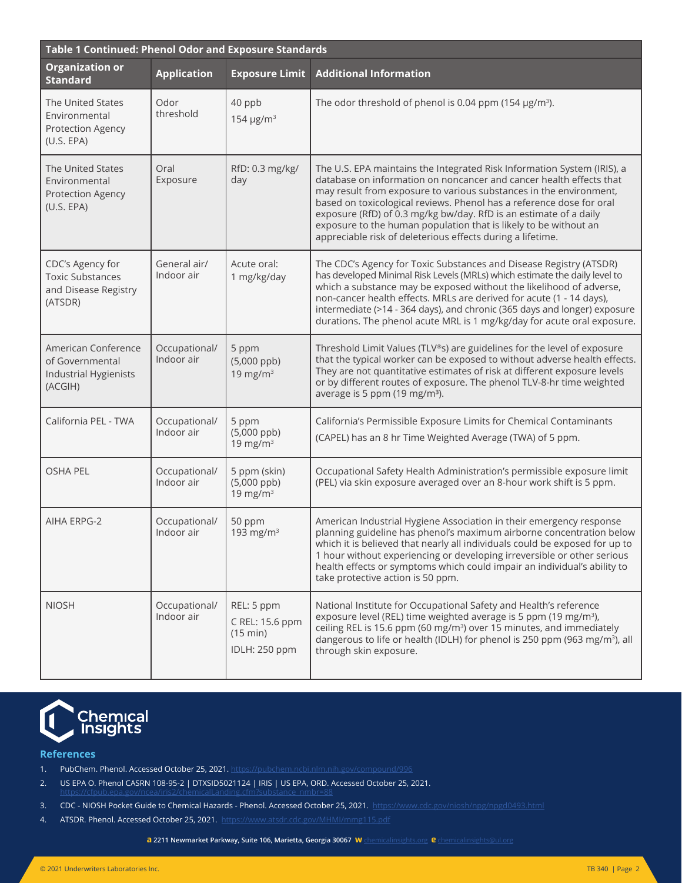| Table 1 Continued: Phenol Odor and Exposure Standards | | | |
|---|---|---|---|
| **Organization or Standard** | **Application** | **Exposure Limit** | **Additional Information** |
| The United States Environmental Protection Agency (U.S. EPA) | Odor threshold | 40 ppb<br>154 µg/m³ | The odor threshold of phenol is 0.04 ppm (154 µg/m³). |
| The United States Environmental Protection Agency (U.S. EPA) | Oral Exposure | RfD: 0.3 mg/kg/day | The U.S. EPA maintains the Integrated Risk Information System (IRIS), a database on information on noncancer and cancer health effects that may result from exposure to various substances in the environment, based on toxicological reviews. Phenol has a reference dose for oral exposure (RfD) of 0.3 mg/kg bw/day. RfD is an estimate of a daily exposure to the human population that is likely to be without an appreciable risk of deleterious effects during a lifetime. |
| CDC's Agency for Toxic Substances and Disease Registry (ATSDR) | General air/ Indoor air | Acute oral: 1 mg/kg/day | The CDC's Agency for Toxic Substances and Disease Registry (ATSDR) has developed Minimal Risk Levels (MRLs) which estimate the daily level to which a substance may be exposed without the likelihood of adverse, non-cancer health effects. MRLs are derived for acute (1 - 14 days), intermediate (>14 - 364 days), and chronic (365 days and longer) exposure durations. The phenol acute MRL is 1 mg/kg/day for acute oral exposure. |
| American Conference of Governmental Industrial Hygienists (ACGIH) | Occupational/ Indoor air | 5 ppm<br>(5,000 ppb)<br>19 mg/m³ | Threshold Limit Values (TLV®s) are guidelines for the level of exposure that the typical worker can be exposed to without adverse health effects. They are not quantitative estimates of risk at different exposure levels or by different routes of exposure. The phenol TLV-8-hr time weighted average is 5 ppm (19 mg/m³). |
| California PEL - TWA | Occupational/ Indoor air | 5 ppm<br>(5,000 ppb)<br>19 mg/m³ | California's Permissible Exposure Limits for Chemical Contaminants (CAPEL) has an 8 hr Time Weighted Average (TWA) of 5 ppm. |
| OSHA PEL | Occupational/ Indoor air | 5 ppm (skin)<br>(5,000 ppb)<br>19 mg/m³ | Occupational Safety Health Administration's permissible exposure limit (PEL) via skin exposure averaged over an 8-hour work shift is 5 ppm. |
| AIHA ERPG-2 | Occupational/ Indoor air | 50 ppm<br>193 mg/m³ | American Industrial Hygiene Association in their emergency response planning guideline has phenol's maximum airborne concentration below which it is believed that nearly all individuals could be exposed for up to 1 hour without experiencing or developing irreversible or other serious health effects or symptoms which could impair an individual's ability to take protective action is 50 ppm. |
| NIOSH | Occupational/ Indoor air | REL: 5 ppm<br>C REL: 15.6 ppm (15 min)<br>IDLH: 250 ppm | National Institute for Occupational Safety and Health's reference exposure level (REL) time weighted average is 5 ppm (19 mg/m³), ceiling REL is 15.6 ppm (60 mg/m³) over 15 minutes, and immediately dangerous to life or health (IDLH) for phenol is 250 ppm (963 mg/m³), all through skin exposure. |

Chemical Insights

## References

1. PubChem. Phenol. Accessed October 25, 2021. https://pubchem.ncbi.nlm.nih.gov/compound/996
2. US EPA O. Phenol CASRN 108-95-2 | DTXSID5021124 | IRIS | US EPA, ORD. Accessed October 25, 2021. https://cfpub.epa.gov/ncea/iris2/chemicalLanding.cfm?substance_nmbr=88
3. CDC - NIOSH Pocket Guide to Chemical Hazards - Phenol. Accessed October 25, 2021. https://www.cdc.gov/niosh/npg/npgd0493.html
4. ATSDR. Phenol. Accessed October 25, 2021. https://www.atsdr.cdc.gov/MHMI/mmg115.pdf

**a** 2211 Newmarket Parkway, Suite 106, Marietta, Georgia 30067 **w** chemicalinsights.org **e** chemicalinsights@ul.org

© 2021 Underwriters Laboratories Inc.